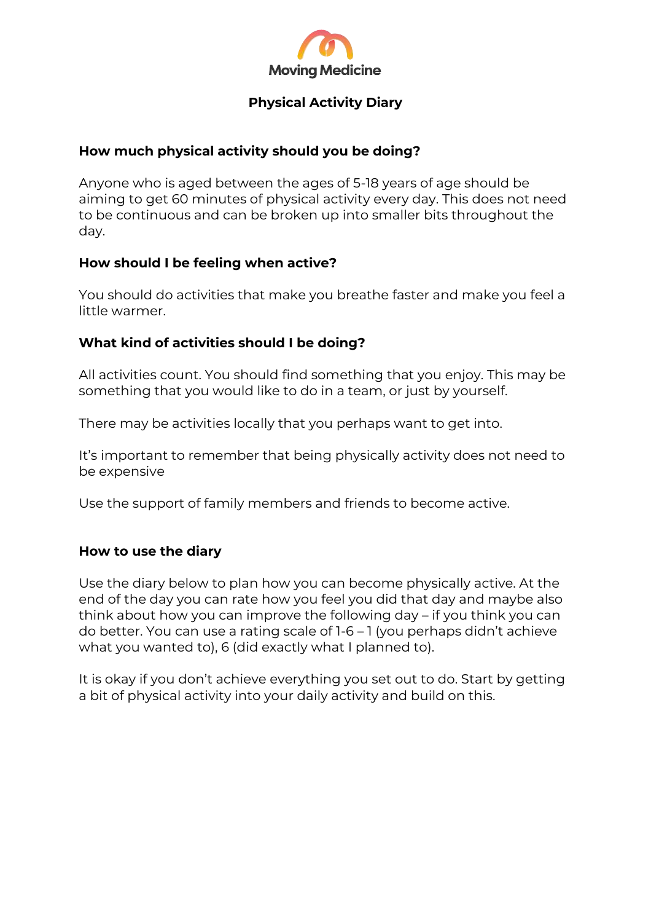Moving Medicine

# Physical Activity Diary

## How much physical activity should you be doing?

Anyone who is aged between the ages of 5-18 years of age should be aiming to get 60 minutes of physical activity every day. This does not need to be continuous and can be broken up into smaller bits throughout the day.

## How should I be feeling when active?

You should do activities that make you breathe faster and make you feel a little warmer.

## What kind of activities should I be doing?

All activities count. You should find something that you enjoy. This may be something that you would like to do in a team, or just by yourself.

There may be activities locally that you perhaps want to get into.

It's important to remember that being physically activity does not need to be expensive

Use the support of family members and friends to become active.

## How to use the diary

Use the diary below to plan how you can become physically active. At the end of the day you can rate how you feel you did that day and maybe also think about how you can improve the following day – if you think you can do better. You can use a rating scale of 1-6 – 1 (you perhaps didn't achieve what you wanted to), 6 (did exactly what I planned to).

It is okay if you don't achieve everything you set out to do. Start by getting a bit of physical activity into your daily activity and build on this.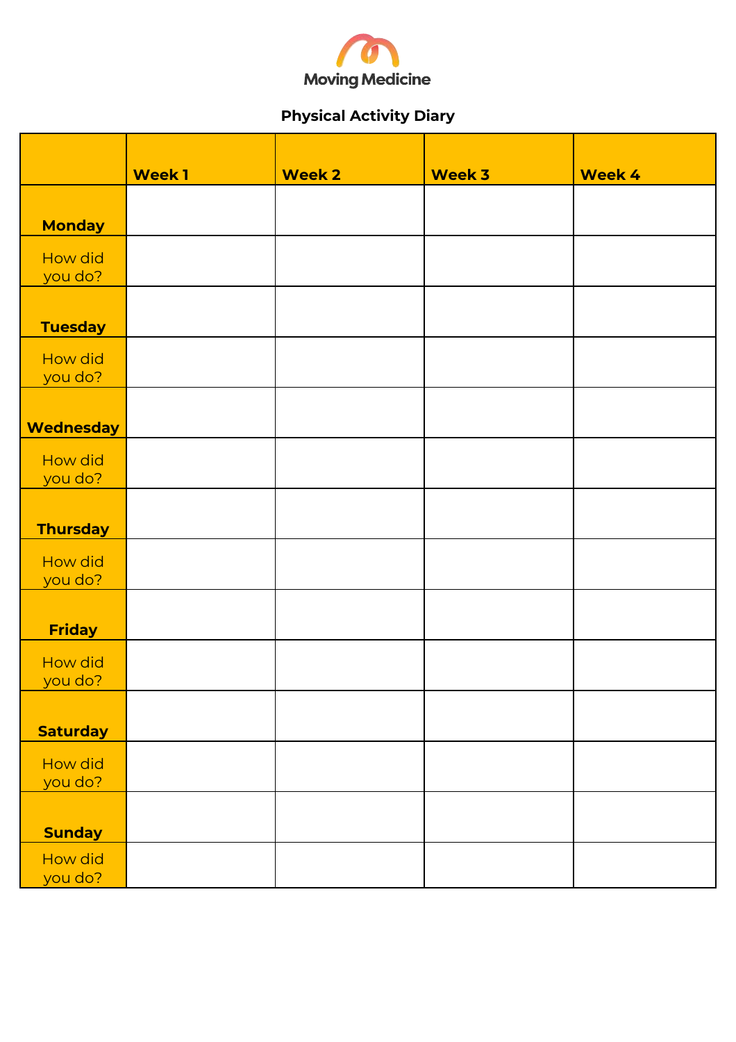Moving Medicine

## Physical Activity Diary

| | Week 1 | Week 2 | Week 3 | Week 4 |
|---|---|---|---|---|
| **Monday** | | | | |
| How did you do? | | | | |
| **Tuesday** | | | | |
| How did you do? | | | | |
| **Wednesday** | | | | |
| How did you do? | | | | |
| **Thursday** | | | | |
| How did you do? | | | | |
| **Friday** | | | | |
| How did you do? | | | | |
| **Saturday** | | | | |
| How did you do? | | | | |
| **Sunday** | | | | |
| How did you do? | | | | |